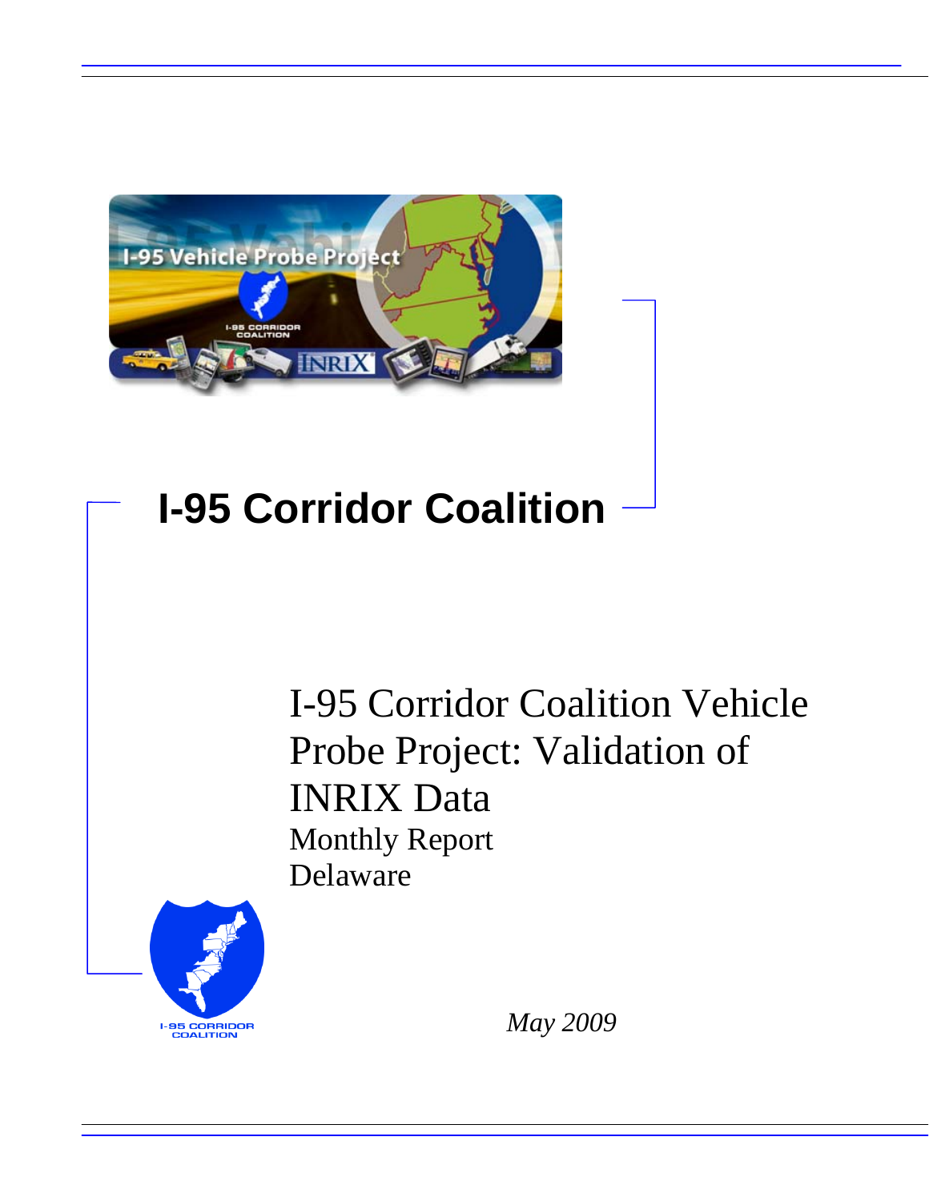# I-95 Corridor Coalition

## I-95 Corridor Coalition Vehicle Probe Project: Validation of INRIX Data

Monthly Report

Delaware

*May 2009*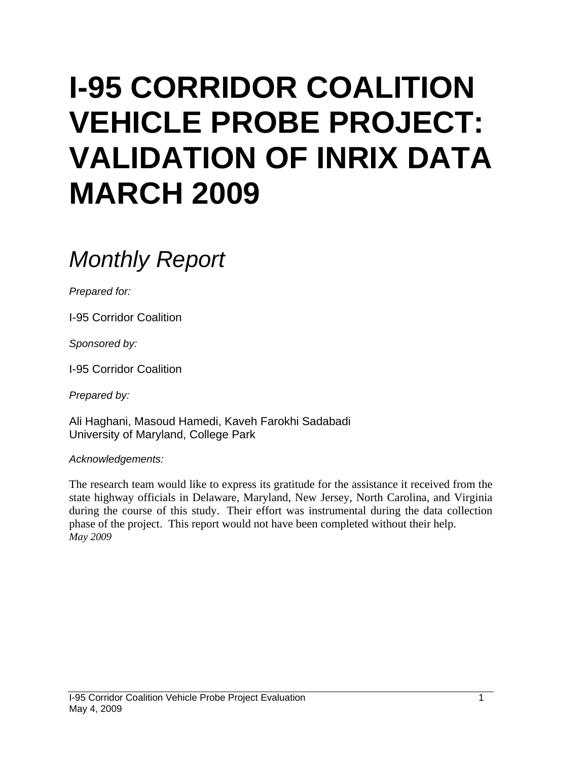# I-95 CORRIDOR COALITION VEHICLE PROBE PROJECT: VALIDATION OF INRIX DATA MARCH 2009

## *Monthly Report*

*Prepared for:*

I-95 Corridor Coalition

*Sponsored by:*

I-95 Corridor Coalition

*Prepared by:*

Ali Haghani, Masoud Hamedi, Kaveh Farokhi Sadabadi
University of Maryland, College Park

*Acknowledgements:*

The research team would like to express its gratitude for the assistance it received from the state highway officials in Delaware, Maryland, New Jersey, North Carolina, and Virginia during the course of this study. Their effort was instrumental during the data collection phase of the project. This report would not have been completed without their help.
*May 2009*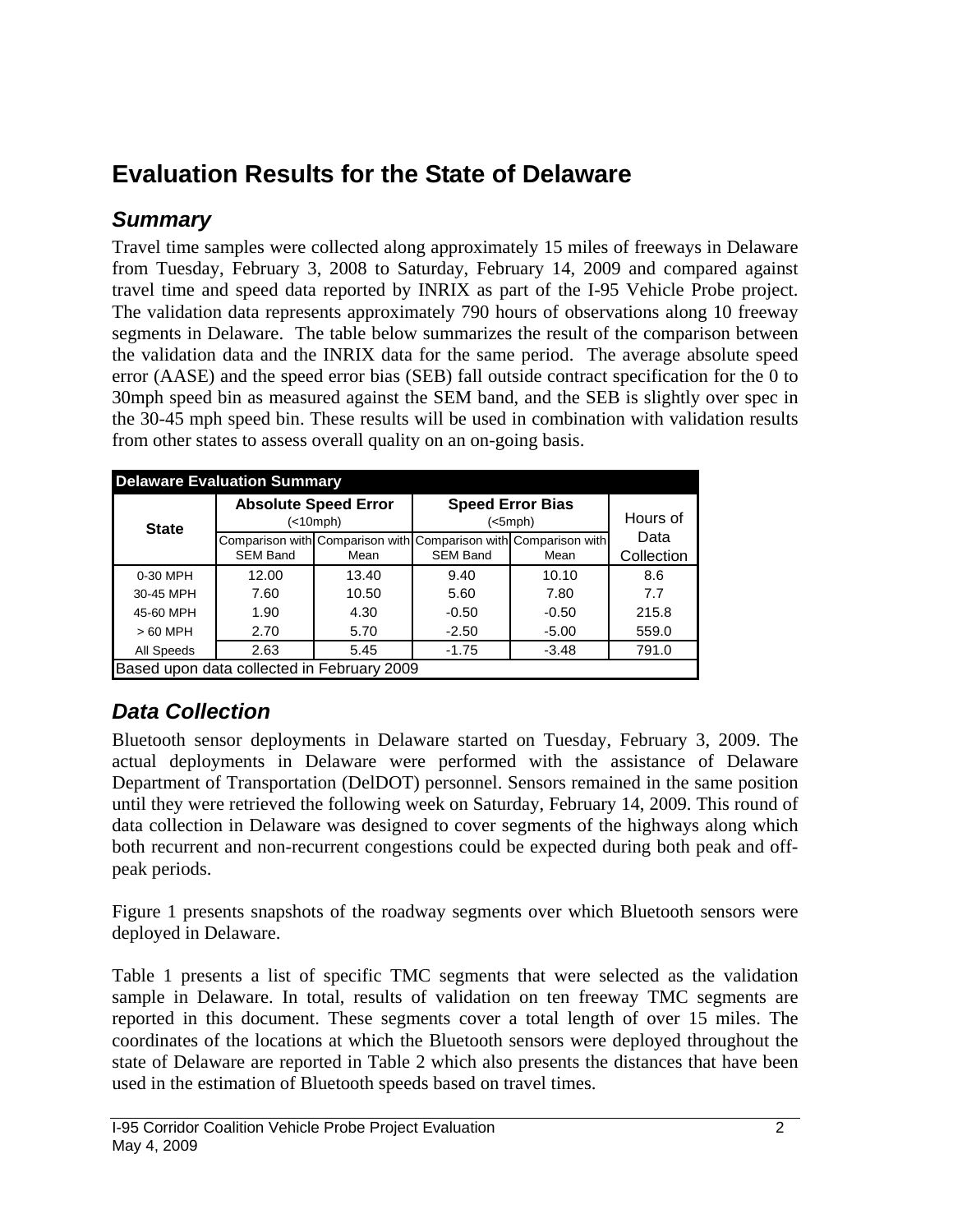# Evaluation Results for the State of Delaware

## *Summary*

Travel time samples were collected along approximately 15 miles of freeways in Delaware from Tuesday, February 3, 2008 to Saturday, February 14, 2009 and compared against travel time and speed data reported by INRIX as part of the I-95 Vehicle Probe project. The validation data represents approximately 790 hours of observations along 10 freeway segments in Delaware. The table below summarizes the result of the comparison between the validation data and the INRIX data for the same period. The average absolute speed error (AASE) and the speed error bias (SEB) fall outside contract specification for the 0 to 30mph speed bin as measured against the SEM band, and the SEB is slightly over spec in the 30-45 mph speed bin. These results will be used in combination with validation results from other states to assess overall quality on an on-going basis.

| **Delaware Evaluation Summary** | | | | | |
|---|---|---|---|---|---|
| **State** | **Absolute Speed Error** (<10mph) | | **Speed Error Bias** (<5mph) | | Hours of Data Collection |
| | Comparison with SEM Band | Comparison with Mean | Comparison with SEM Band | Comparison with Mean | |
| 0-30 MPH | 12.00 | 13.40 | 9.40 | 10.10 | 8.6 |
| 30-45 MPH | 7.60 | 10.50 | 5.60 | 7.80 | 7.7 |
| 45-60 MPH | 1.90 | 4.30 | -0.50 | -0.50 | 215.8 |
| > 60 MPH | 2.70 | 5.70 | -2.50 | -5.00 | 559.0 |
| All Speeds | 2.63 | 5.45 | -1.75 | -3.48 | 791.0 |
| Based upon data collected in February 2009 | | | | | |

## *Data Collection*

Bluetooth sensor deployments in Delaware started on Tuesday, February 3, 2009. The actual deployments in Delaware were performed with the assistance of Delaware Department of Transportation (DelDOT) personnel. Sensors remained in the same position until they were retrieved the following week on Saturday, February 14, 2009. This round of data collection in Delaware was designed to cover segments of the highways along which both recurrent and non-recurrent congestions could be expected during both peak and off-peak periods.

Figure 1 presents snapshots of the roadway segments over which Bluetooth sensors were deployed in Delaware.

Table 1 presents a list of specific TMC segments that were selected as the validation sample in Delaware. In total, results of validation on ten freeway TMC segments are reported in this document. These segments cover a total length of over 15 miles. The coordinates of the locations at which the Bluetooth sensors were deployed throughout the state of Delaware are reported in Table 2 which also presents the distances that have been used in the estimation of Bluetooth speeds based on travel times.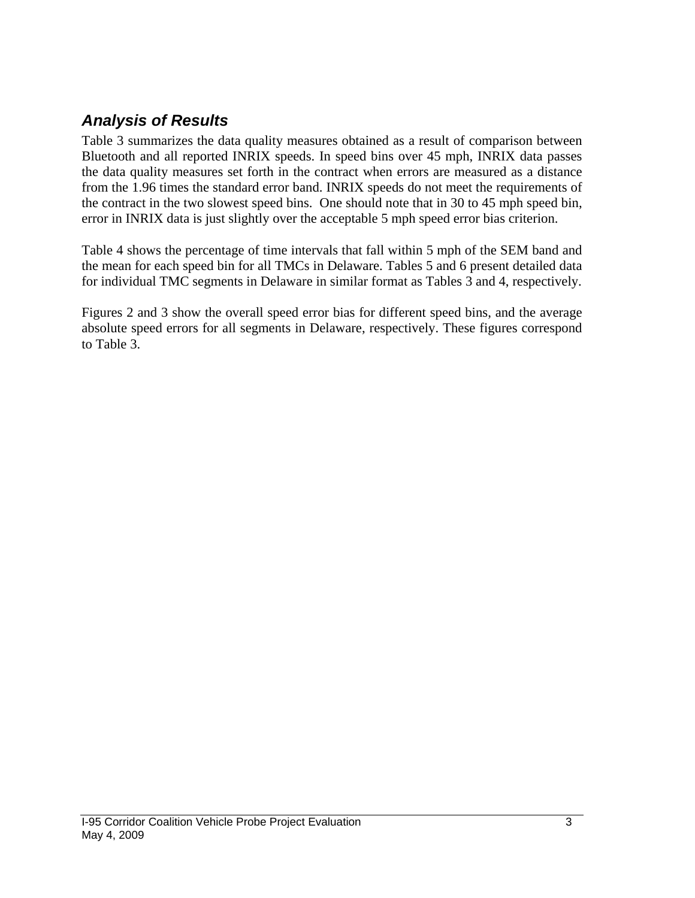## *Analysis of Results*

Table 3 summarizes the data quality measures obtained as a result of comparison between Bluetooth and all reported INRIX speeds. In speed bins over 45 mph, INRIX data passes the data quality measures set forth in the contract when errors are measured as a distance from the 1.96 times the standard error band. INRIX speeds do not meet the requirements of the contract in the two slowest speed bins. One should note that in 30 to 45 mph speed bin, error in INRIX data is just slightly over the acceptable 5 mph speed error bias criterion.

Table 4 shows the percentage of time intervals that fall within 5 mph of the SEM band and the mean for each speed bin for all TMCs in Delaware. Tables 5 and 6 present detailed data for individual TMC segments in Delaware in similar format as Tables 3 and 4, respectively.

Figures 2 and 3 show the overall speed error bias for different speed bins, and the average absolute speed errors for all segments in Delaware, respectively. These figures correspond to Table 3.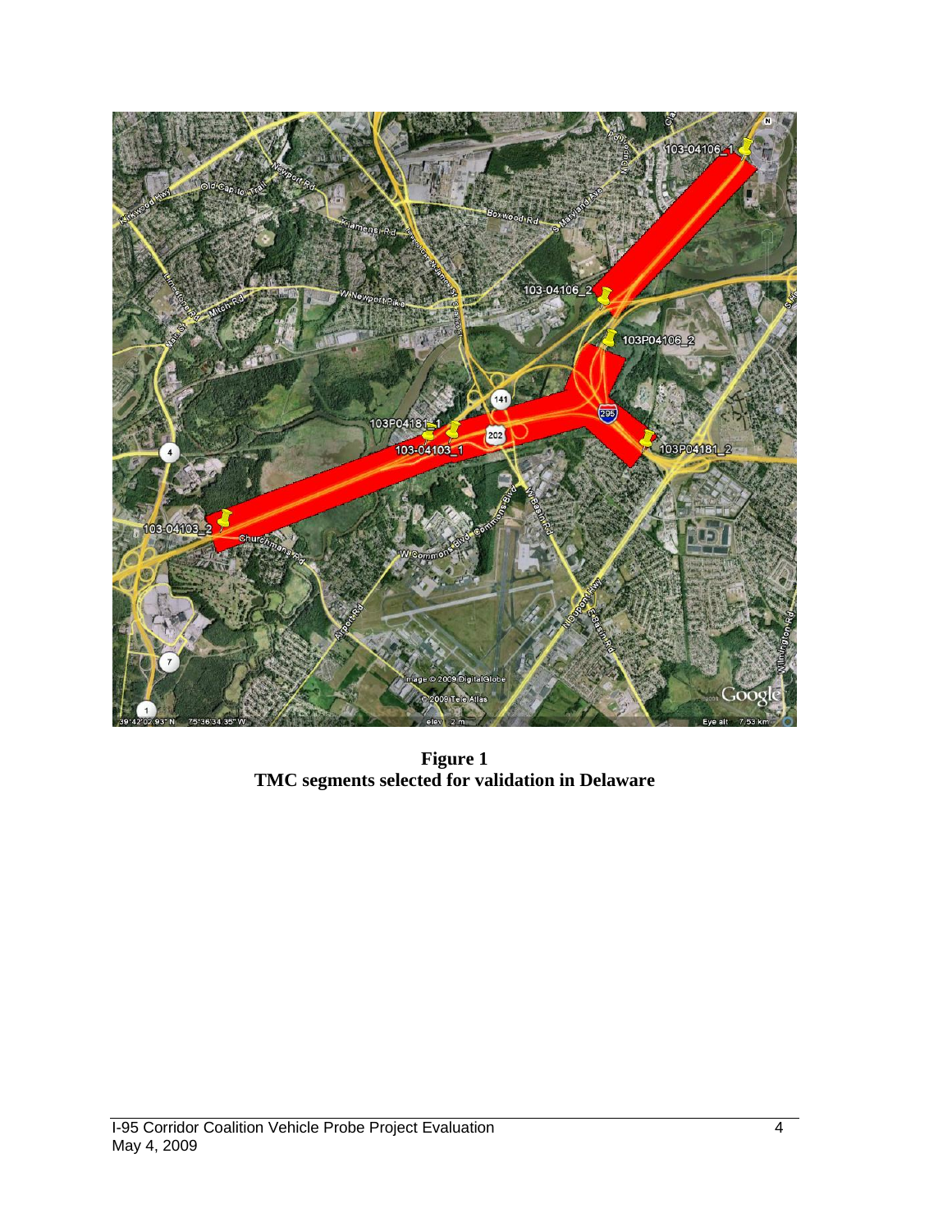**Figure 1**
**TMC segments selected for validation in Delaware**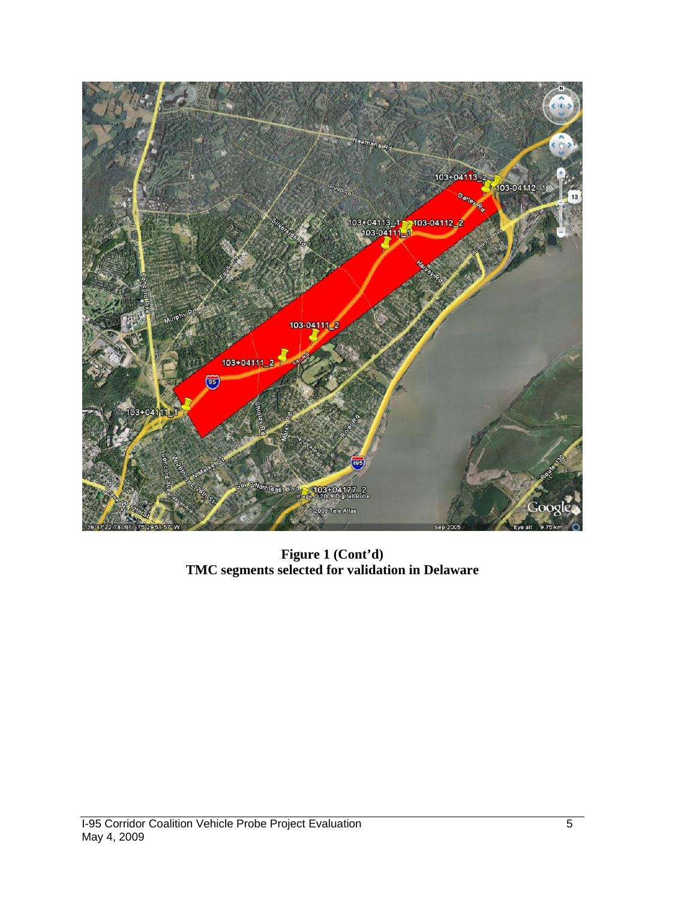**Figure 1 (Cont'd)**
**TMC segments selected for validation in Delaware**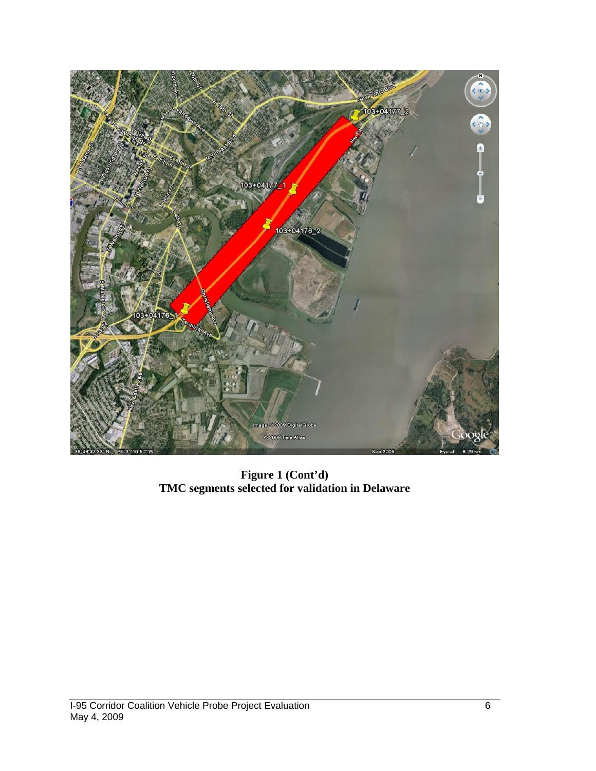**Figure 1 (Cont'd)**
**TMC segments selected for validation in Delaware**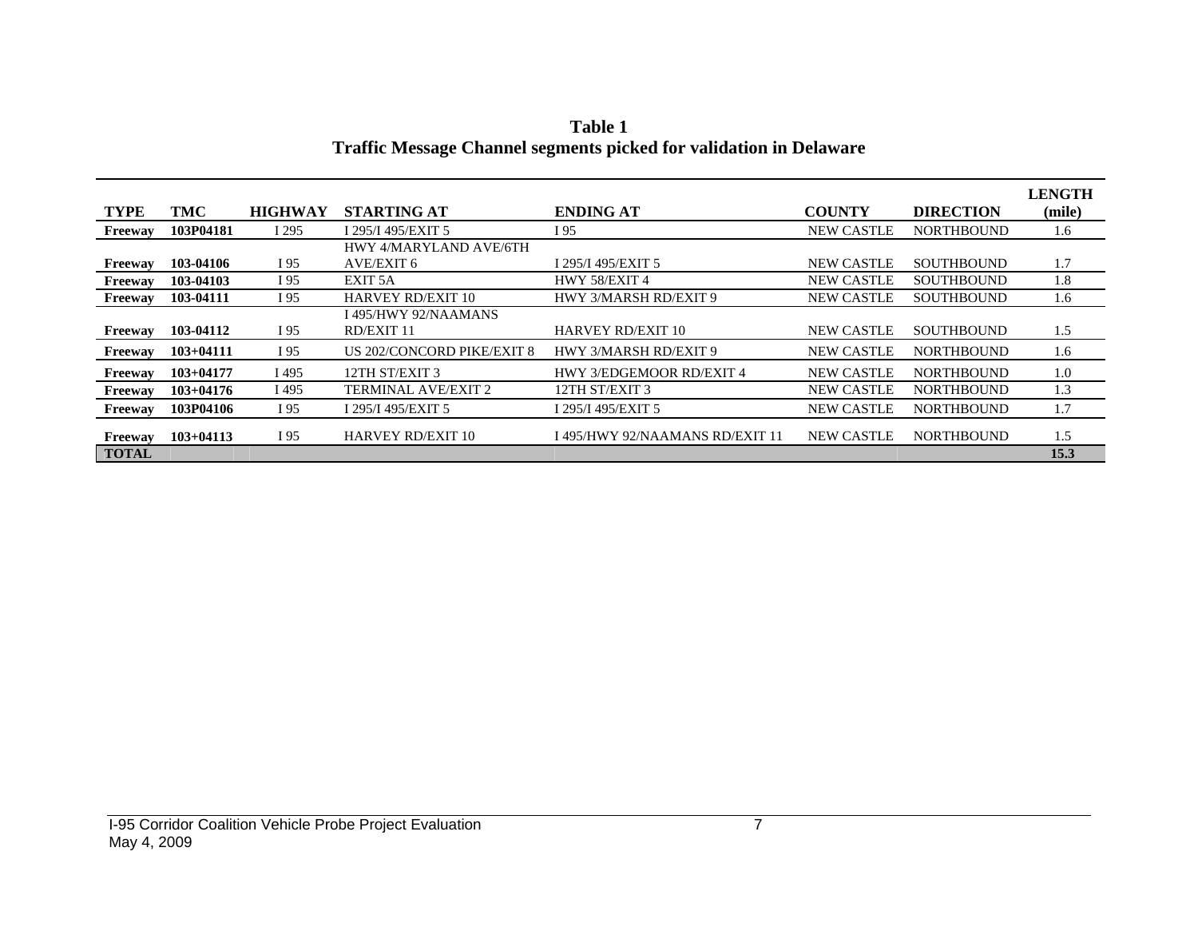**Table 1**
**Traffic Message Channel segments picked for validation in Delaware**

| TYPE | TMC | HIGHWAY | STARTING AT | ENDING AT | COUNTY | DIRECTION | LENGTH (mile) |
|---|---|---|---|---|---|---|---|
| **Freeway** | **103P04181** | I 295 | I 295/I 495/EXIT 5 | I 95 | NEW CASTLE | NORTHBOUND | 1.6 |
| **Freeway** | **103-04106** | I 95 | HWY 4/MARYLAND AVE/6TH AVE/EXIT 6 | I 295/I 495/EXIT 5 | NEW CASTLE | SOUTHBOUND | 1.7 |
| **Freeway** | **103-04103** | I 95 | EXIT 5A | HWY 58/EXIT 4 | NEW CASTLE | SOUTHBOUND | 1.8 |
| **Freeway** | **103-04111** | I 95 | HARVEY RD/EXIT 10 | HWY 3/MARSH RD/EXIT 9 | NEW CASTLE | SOUTHBOUND | 1.6 |
| **Freeway** | **103-04112** | I 95 | I 495/HWY 92/NAAMANS RD/EXIT 11 | HARVEY RD/EXIT 10 | NEW CASTLE | SOUTHBOUND | 1.5 |
| **Freeway** | **103+04111** | I 95 | US 202/CONCORD PIKE/EXIT 8 | HWY 3/MARSH RD/EXIT 9 | NEW CASTLE | NORTHBOUND | 1.6 |
| **Freeway** | **103+04177** | I 495 | 12TH ST/EXIT 3 | HWY 3/EDGEMOOR RD/EXIT 4 | NEW CASTLE | NORTHBOUND | 1.0 |
| **Freeway** | **103+04176** | I 495 | TERMINAL AVE/EXIT 2 | 12TH ST/EXIT 3 | NEW CASTLE | NORTHBOUND | 1.3 |
| **Freeway** | **103P04106** | I 95 | I 295/I 495/EXIT 5 | I 295/I 495/EXIT 5 | NEW CASTLE | NORTHBOUND | 1.7 |
| **Freeway** | **103+04113** | I 95 | HARVEY RD/EXIT 10 | I 495/HWY 92/NAAMANS RD/EXIT 11 | NEW CASTLE | NORTHBOUND | 1.5 |
| **TOTAL** | | | | | | | **15.3** |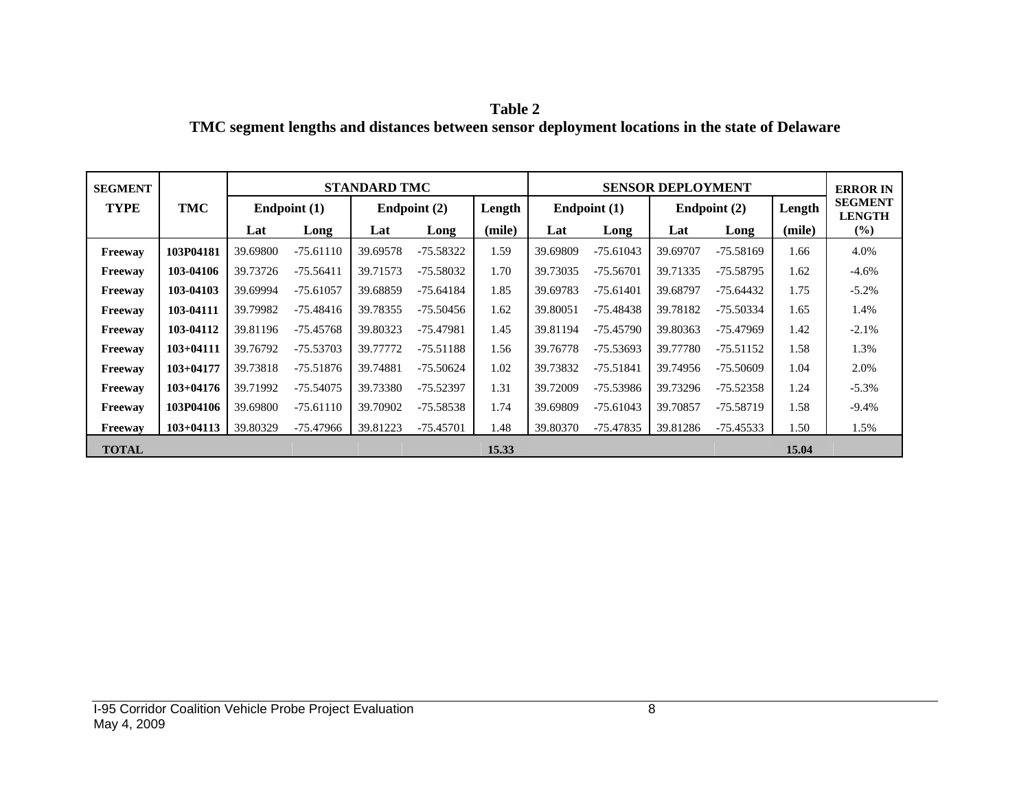**Table 2**
**TMC segment lengths and distances between sensor deployment locations in the state of Delaware**

| SEGMENT TYPE | TMC | STANDARD TMC | | | | | SENSOR DEPLOYMENT | | | | | ERROR IN SEGMENT LENGTH |
|---|---|---|---|---|---|---|---|---|---|---|---|---|
| | | Endpoint (1) | | Endpoint (2) | | Length | Endpoint (1) | | Endpoint (2) | | Length | |
| | | Lat | Long | Lat | Long | (mile) | Lat | Long | Lat | Long | (mile) | (%) |
| **Freeway** | **103P04181** | 39.69800 | -75.61110 | 39.69578 | -75.58322 | 1.59 | 39.69809 | -75.61043 | 39.69707 | -75.58169 | 1.66 | 4.0% |
| **Freeway** | **103-04106** | 39.73726 | -75.56411 | 39.71573 | -75.58032 | 1.70 | 39.73035 | -75.56701 | 39.71335 | -75.58795 | 1.62 | -4.6% |
| **Freeway** | **103-04103** | 39.69994 | -75.61057 | 39.68859 | -75.64184 | 1.85 | 39.69783 | -75.61401 | 39.68797 | -75.64432 | 1.75 | -5.2% |
| **Freeway** | **103-04111** | 39.79982 | -75.48416 | 39.78355 | -75.50456 | 1.62 | 39.80051 | -75.48438 | 39.78182 | -75.50334 | 1.65 | 1.4% |
| **Freeway** | **103-04112** | 39.81196 | -75.45768 | 39.80323 | -75.47981 | 1.45 | 39.81194 | -75.45790 | 39.80363 | -75.47969 | 1.42 | -2.1% |
| **Freeway** | **103+04111** | 39.76792 | -75.53703 | 39.77772 | -75.51188 | 1.56 | 39.76778 | -75.53693 | 39.77780 | -75.51152 | 1.58 | 1.3% |
| **Freeway** | **103+04177** | 39.73818 | -75.51876 | 39.74881 | -75.50624 | 1.02 | 39.73832 | -75.51841 | 39.74956 | -75.50609 | 1.04 | 2.0% |
| **Freeway** | **103+04176** | 39.71992 | -75.54075 | 39.73380 | -75.52397 | 1.31 | 39.72009 | -75.53986 | 39.73296 | -75.52358 | 1.24 | -5.3% |
| **Freeway** | **103P04106** | 39.69800 | -75.61110 | 39.70902 | -75.58538 | 1.74 | 39.69809 | -75.61043 | 39.70857 | -75.58719 | 1.58 | -9.4% |
| **Freeway** | **103+04113** | 39.80329 | -75.47966 | 39.81223 | -75.45701 | 1.48 | 39.80370 | -75.47835 | 39.81286 | -75.45533 | 1.50 | 1.5% |
| **TOTAL** | | | | | | **15.33** | | | | | **15.04** | |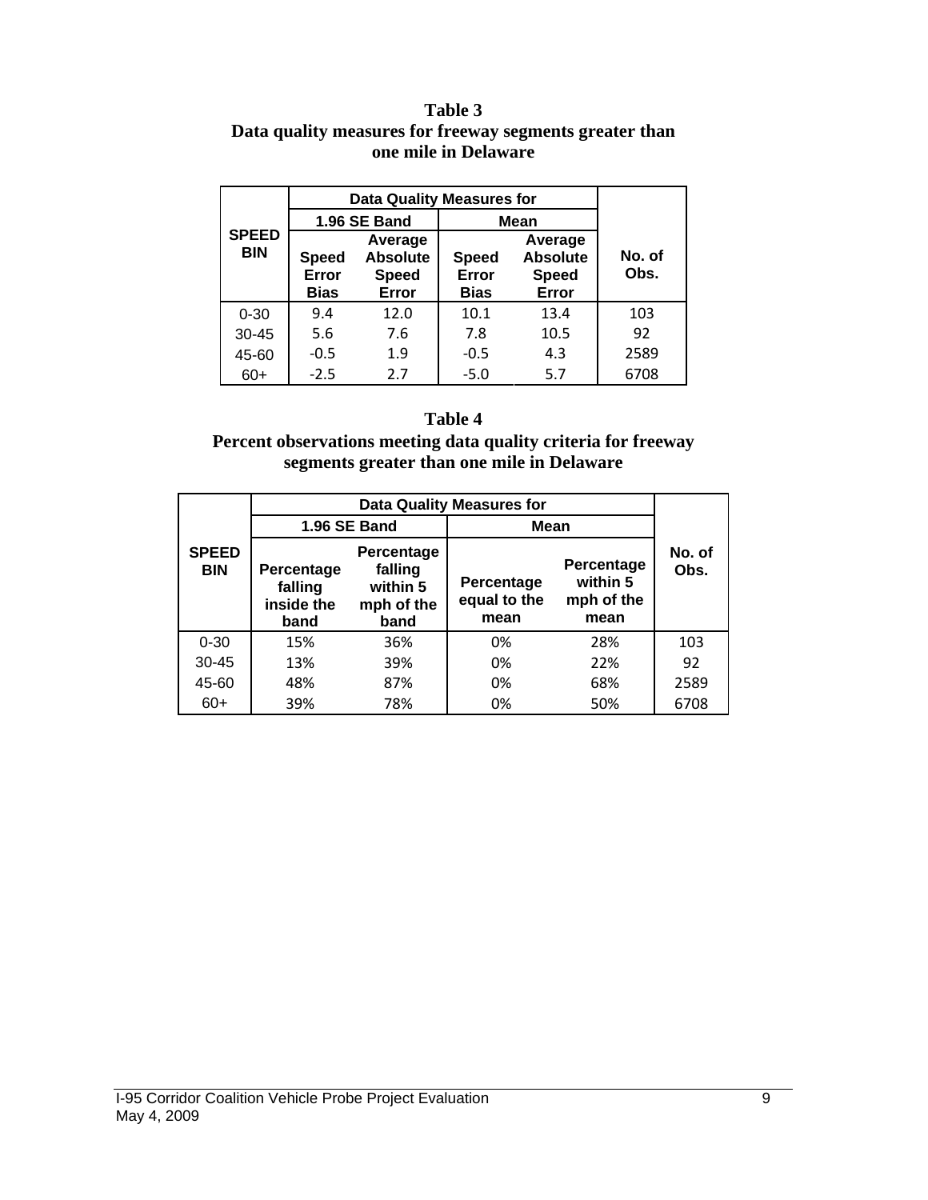**Table 3**
**Data quality measures for freeway segments greater than one mile in Delaware**

| SPEED BIN | Data Quality Measures for | | | | No. of Obs. |
|---|---|---|---|---|---|
| | 1.96 SE Band | | Mean | | |
| | Speed Error Bias | Average Absolute Speed Error | Speed Error Bias | Average Absolute Speed Error | |
| 0-30 | 9.4 | 12.0 | 10.1 | 13.4 | 103 |
| 30-45 | 5.6 | 7.6 | 7.8 | 10.5 | 92 |
| 45-60 | -0.5 | 1.9 | -0.5 | 4.3 | 2589 |
| 60+ | -2.5 | 2.7 | -5.0 | 5.7 | 6708 |

**Table 4**
**Percent observations meeting data quality criteria for freeway segments greater than one mile in Delaware**

| SPEED BIN | Data Quality Measures for | | | | No. of Obs. |
|---|---|---|---|---|---|
| | 1.96 SE Band | | Mean | | |
| | Percentage falling inside the band | Percentage falling within 5 mph of the band | Percentage equal to the mean | Percentage within 5 mph of the mean | |
| 0-30 | 15% | 36% | 0% | 28% | 103 |
| 30-45 | 13% | 39% | 0% | 22% | 92 |
| 45-60 | 48% | 87% | 0% | 68% | 2589 |
| 60+ | 39% | 78% | 0% | 50% | 6708 |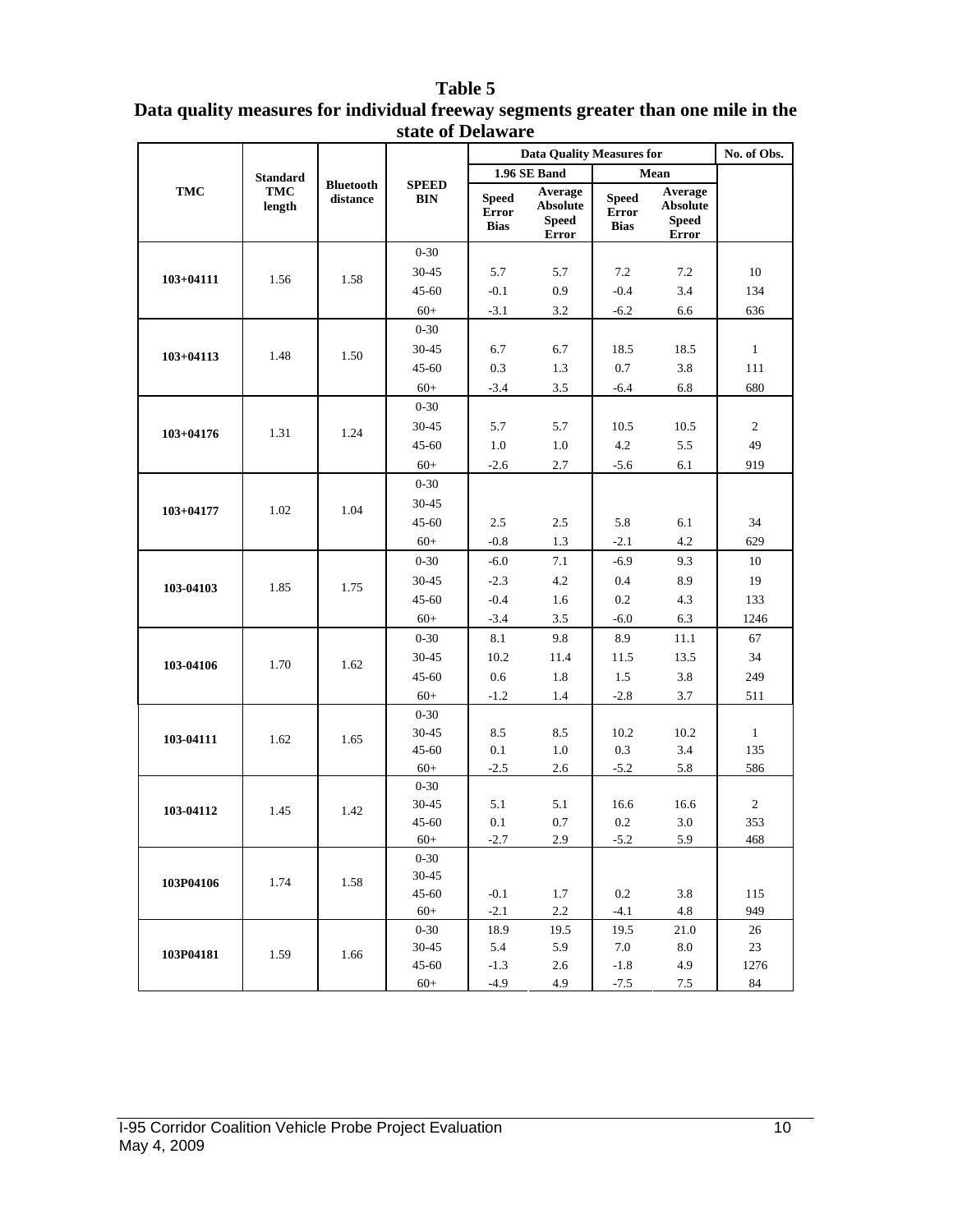**Table 5**
**Data quality measures for individual freeway segments greater than one mile in the state of Delaware**

| TMC | Standard TMC length | Bluetooth distance | SPEED BIN | Data Quality Measures for | | | | No. of Obs. |
|---|---|---|---|---|---|---|---|---|
| | | | | 1.96 SE Band | | Mean | | |
| | | | | Speed Error Bias | Average Absolute Speed Error | Speed Error Bias | Average Absolute Speed Error | |
| 103+04111 | 1.56 | 1.58 | 0-30 | | | | | |
| | | | 30-45 | 5.7 | 5.7 | 7.2 | 7.2 | 10 |
| | | | 45-60 | -0.1 | 0.9 | -0.4 | 3.4 | 134 |
| | | | 60+ | -3.1 | 3.2 | -6.2 | 6.6 | 636 |
| 103+04113 | 1.48 | 1.50 | 0-30 | | | | | |
| | | | 30-45 | 6.7 | 6.7 | 18.5 | 18.5 | 1 |
| | | | 45-60 | 0.3 | 1.3 | 0.7 | 3.8 | 111 |
| | | | 60+ | -3.4 | 3.5 | -6.4 | 6.8 | 680 |
| 103+04176 | 1.31 | 1.24 | 0-30 | | | | | |
| | | | 30-45 | 5.7 | 5.7 | 10.5 | 10.5 | 2 |
| | | | 45-60 | 1.0 | 1.0 | 4.2 | 5.5 | 49 |
| | | | 60+ | -2.6 | 2.7 | -5.6 | 6.1 | 919 |
| 103+04177 | 1.02 | 1.04 | 0-30 | | | | | |
| | | | 30-45 | | | | | |
| | | | 45-60 | 2.5 | 2.5 | 5.8 | 6.1 | 34 |
| | | | 60+ | -0.8 | 1.3 | -2.1 | 4.2 | 629 |
| 103-04103 | 1.85 | 1.75 | 0-30 | -6.0 | 7.1 | -6.9 | 9.3 | 10 |
| | | | 30-45 | -2.3 | 4.2 | 0.4 | 8.9 | 19 |
| | | | 45-60 | -0.4 | 1.6 | 0.2 | 4.3 | 133 |
| | | | 60+ | -3.4 | 3.5 | -6.0 | 6.3 | 1246 |
| 103-04106 | 1.70 | 1.62 | 0-30 | 8.1 | 9.8 | 8.9 | 11.1 | 67 |
| | | | 30-45 | 10.2 | 11.4 | 11.5 | 13.5 | 34 |
| | | | 45-60 | 0.6 | 1.8 | 1.5 | 3.8 | 249 |
| | | | 60+ | -1.2 | 1.4 | -2.8 | 3.7 | 511 |
| 103-04111 | 1.62 | 1.65 | 0-30 | | | | | |
| | | | 30-45 | 8.5 | 8.5 | 10.2 | 10.2 | 1 |
| | | | 45-60 | 0.1 | 1.0 | 0.3 | 3.4 | 135 |
| | | | 60+ | -2.5 | 2.6 | -5.2 | 5.8 | 586 |
| 103-04112 | 1.45 | 1.42 | 0-30 | | | | | |
| | | | 30-45 | 5.1 | 5.1 | 16.6 | 16.6 | 2 |
| | | | 45-60 | 0.1 | 0.7 | 0.2 | 3.0 | 353 |
| | | | 60+ | -2.7 | 2.9 | -5.2 | 5.9 | 468 |
| 103P04106 | 1.74 | 1.58 | 0-30 | | | | | |
| | | | 30-45 | | | | | |
| | | | 45-60 | -0.1 | 1.7 | 0.2 | 3.8 | 115 |
| | | | 60+ | -2.1 | 2.2 | -4.1 | 4.8 | 949 |
| 103P04181 | 1.59 | 1.66 | 0-30 | 18.9 | 19.5 | 19.5 | 21.0 | 26 |
| | | | 30-45 | 5.4 | 5.9 | 7.0 | 8.0 | 23 |
| | | | 45-60 | -1.3 | 2.6 | -1.8 | 4.9 | 1276 |
| | | | 60+ | -4.9 | 4.9 | -7.5 | 7.5 | 84 |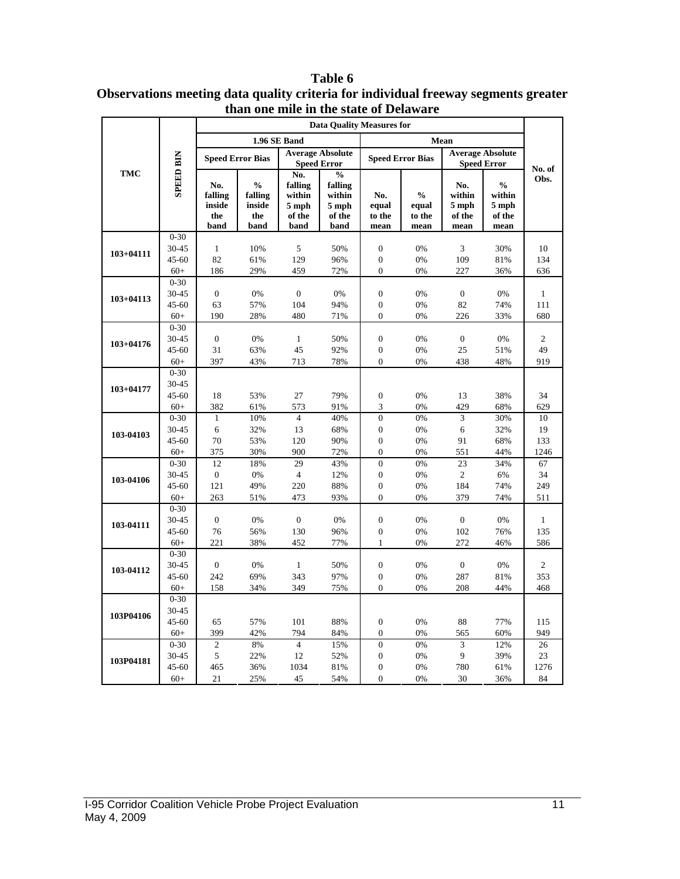**Table 6**
**Observations meeting data quality criteria for individual freeway segments greater than one mile in the state of Delaware**

| TMC | SPEED BIN | Data Quality Measures for | | | | | | | | No. of Obs. |
|---|---|---|---|---|---|---|---|---|---|---|
| | | 1.96 SE Band | | | | Mean | | | | |
| | | Speed Error Bias | | Average Absolute Speed Error | | Speed Error Bias | | Average Absolute Speed Error | | |
| | | No. falling inside the band | % falling inside the band | No. falling within 5 mph of the band | % falling within 5 mph of the band | No. equal to the mean | % equal to the mean | No. within 5 mph of the mean | % within 5 mph of the mean | |
| 103+04111 | 0-30 | | | | | | | | | |
| | 30-45 | 1 | 10% | 5 | 50% | 0 | 0% | 3 | 30% | 10 |
| | 45-60 | 82 | 61% | 129 | 96% | 0 | 0% | 109 | 81% | 134 |
| | 60+ | 186 | 29% | 459 | 72% | 0 | 0% | 227 | 36% | 636 |
| 103+04113 | 0-30 | | | | | | | | | |
| | 30-45 | 0 | 0% | 0 | 0% | 0 | 0% | 0 | 0% | 1 |
| | 45-60 | 63 | 57% | 104 | 94% | 0 | 0% | 82 | 74% | 111 |
| | 60+ | 190 | 28% | 480 | 71% | 0 | 0% | 226 | 33% | 680 |
| 103+04176 | 0-30 | | | | | | | | | |
| | 30-45 | 0 | 0% | 1 | 50% | 0 | 0% | 0 | 0% | 2 |
| | 45-60 | 31 | 63% | 45 | 92% | 0 | 0% | 25 | 51% | 49 |
| | 60+ | 397 | 43% | 713 | 78% | 0 | 0% | 438 | 48% | 919 |
| 103+04177 | 0-30 | | | | | | | | | |
| | 30-45 | | | | | | | | | |
| | 45-60 | 18 | 53% | 27 | 79% | 0 | 0% | 13 | 38% | 34 |
| | 60+ | 382 | 61% | 573 | 91% | 3 | 0% | 429 | 68% | 629 |
| 103-04103 | 0-30 | 1 | 10% | 4 | 40% | 0 | 0% | 3 | 30% | 10 |
| | 30-45 | 6 | 32% | 13 | 68% | 0 | 0% | 6 | 32% | 19 |
| | 45-60 | 70 | 53% | 120 | 90% | 0 | 0% | 91 | 68% | 133 |
| | 60+ | 375 | 30% | 900 | 72% | 0 | 0% | 551 | 44% | 1246 |
| 103-04106 | 0-30 | 12 | 18% | 29 | 43% | 0 | 0% | 23 | 34% | 67 |
| | 30-45 | 0 | 0% | 4 | 12% | 0 | 0% | 2 | 6% | 34 |
| | 45-60 | 121 | 49% | 220 | 88% | 0 | 0% | 184 | 74% | 249 |
| | 60+ | 263 | 51% | 473 | 93% | 0 | 0% | 379 | 74% | 511 |
| 103-04111 | 0-30 | | | | | | | | | |
| | 30-45 | 0 | 0% | 0 | 0% | 0 | 0% | 0 | 0% | 1 |
| | 45-60 | 76 | 56% | 130 | 96% | 0 | 0% | 102 | 76% | 135 |
| | 60+ | 221 | 38% | 452 | 77% | 1 | 0% | 272 | 46% | 586 |
| 103-04112 | 0-30 | | | | | | | | | |
| | 30-45 | 0 | 0% | 1 | 50% | 0 | 0% | 0 | 0% | 2 |
| | 45-60 | 242 | 69% | 343 | 97% | 0 | 0% | 287 | 81% | 353 |
| | 60+ | 158 | 34% | 349 | 75% | 0 | 0% | 208 | 44% | 468 |
| 103P04106 | 0-30 | | | | | | | | | |
| | 30-45 | | | | | | | | | |
| | 45-60 | 65 | 57% | 101 | 88% | 0 | 0% | 88 | 77% | 115 |
| | 60+ | 399 | 42% | 794 | 84% | 0 | 0% | 565 | 60% | 949 |
| 103P04181 | 0-30 | 2 | 8% | 4 | 15% | 0 | 0% | 3 | 12% | 26 |
| | 30-45 | 5 | 22% | 12 | 52% | 0 | 0% | 9 | 39% | 23 |
| | 45-60 | 465 | 36% | 1034 | 81% | 0 | 0% | 780 | 61% | 1276 |
| | 60+ | 21 | 25% | 45 | 54% | 0 | 0% | 30 | 36% | 84 |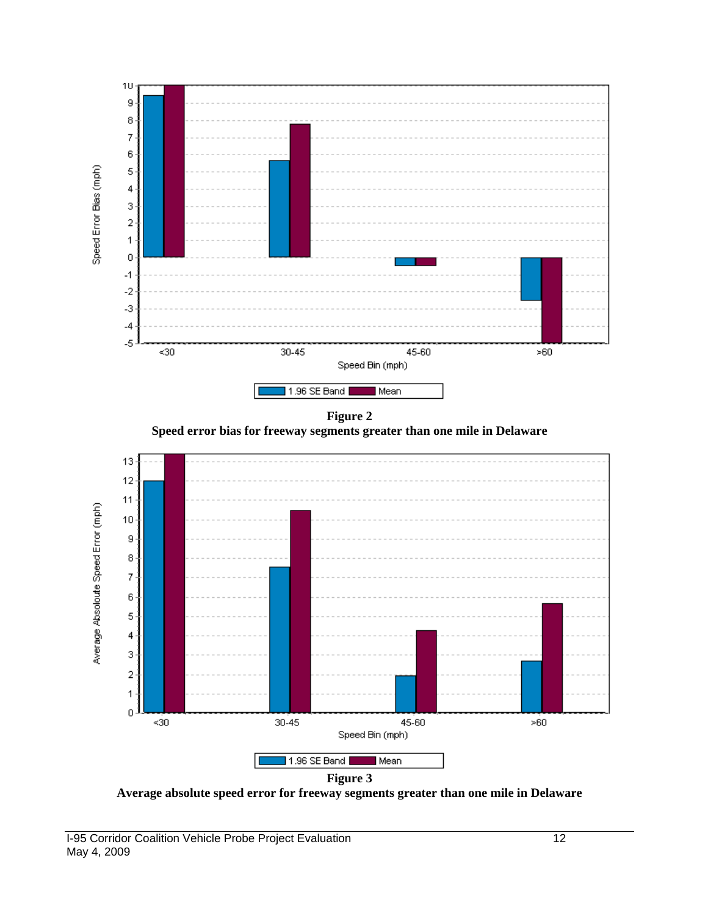10
9
8
7
6
5
4
3
2
1
0
-1
-2
-3
-4
-5

Speed Error Bias (mph)

<30
30-45
45-60
>60

Speed Bin (mph)

1.96 SE Band
Mean

**Figure 2**
**Speed error bias for freeway segments greater than one mile in Delaware**

13
12
11
10
9
8
7
6
5
4
3
2
1
0

Average Absolute Speed Error (mph)

<30
30-45
45-60
>60

Speed Bin (mph)

1.96 SE Band
Mean

**Figure 3**
**Average absolute speed error for freeway segments greater than one mile in Delaware**